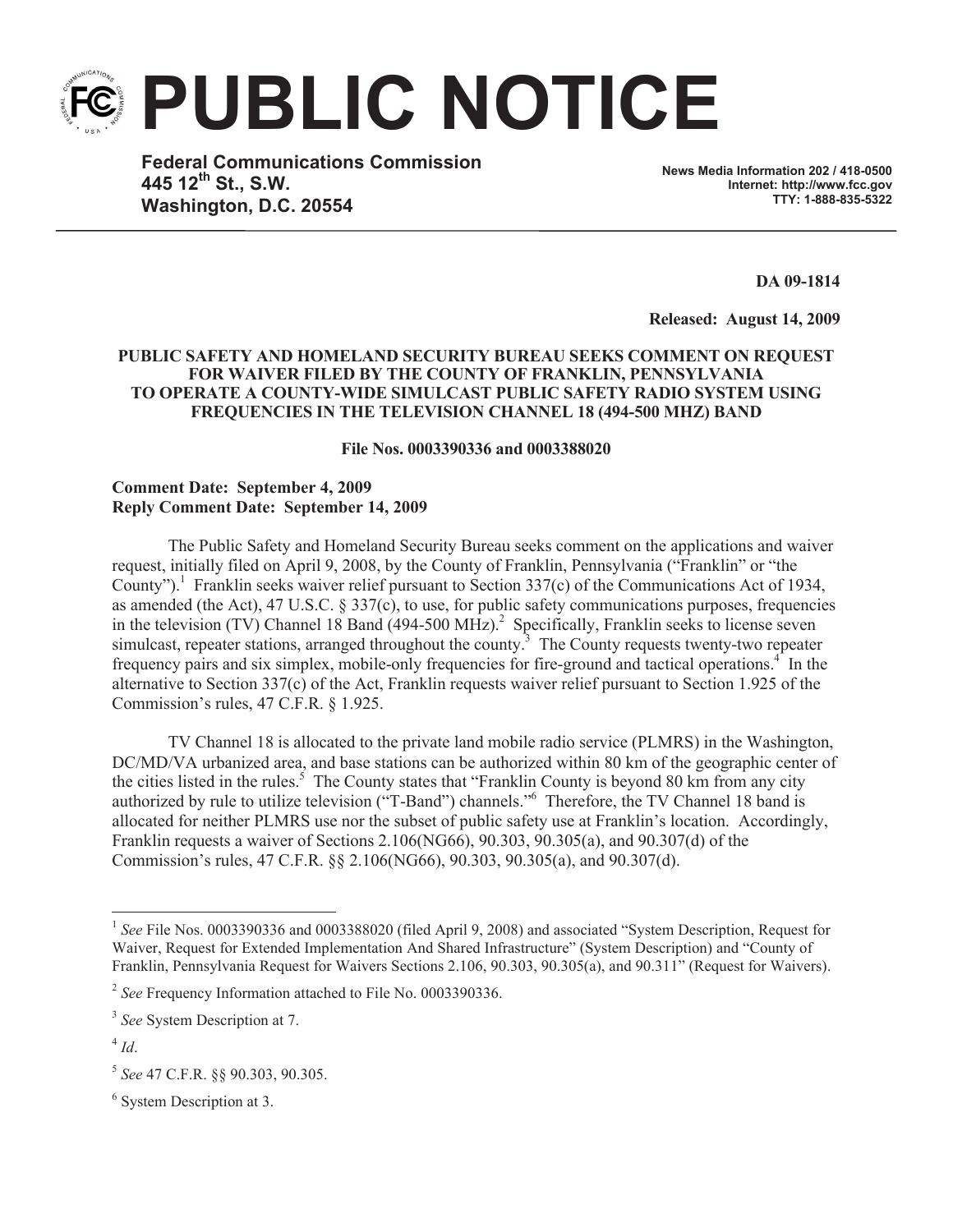# PUBLIC NOTICE

**Federal Communications Commission**
**445 12th St., S.W.**
**Washington, D.C. 20554**

**News Media Information 202 / 418-0500**
**Internet: http://www.fcc.gov**
**TTY: 1-888-835-5322**

**DA 09-1814**

**Released: August 14, 2009**

**PUBLIC SAFETY AND HOMELAND SECURITY BUREAU SEEKS COMMENT ON REQUEST FOR WAIVER FILED BY THE COUNTY OF FRANKLIN, PENNSYLVANIA TO OPERATE A COUNTY-WIDE SIMULCAST PUBLIC SAFETY RADIO SYSTEM USING FREQUENCIES IN THE TELEVISION CHANNEL 18 (494-500 MHZ) BAND**

**File Nos. 0003390336 and 0003388020**

**Comment Date: September 4, 2009**
**Reply Comment Date: September 14, 2009**

The Public Safety and Homeland Security Bureau seeks comment on the applications and waiver request, initially filed on April 9, 2008, by the County of Franklin, Pennsylvania ("Franklin" or "the County").[1] Franklin seeks waiver relief pursuant to Section 337(c) of the Communications Act of 1934, as amended (the Act), 47 U.S.C. § 337(c), to use, for public safety communications purposes, frequencies in the television (TV) Channel 18 Band (494-500 MHz).[2] Specifically, Franklin seeks to license seven simulcast, repeater stations, arranged throughout the county.[3] The County requests twenty-two repeater frequency pairs and six simplex, mobile-only frequencies for fire-ground and tactical operations.[4] In the alternative to Section 337(c) of the Act, Franklin requests waiver relief pursuant to Section 1.925 of the Commission's rules, 47 C.F.R. § 1.925.

TV Channel 18 is allocated to the private land mobile radio service (PLMRS) in the Washington, DC/MD/VA urbanized area, and base stations can be authorized within 80 km of the geographic center of the cities listed in the rules.[5] The County states that "Franklin County is beyond 80 km from any city authorized by rule to utilize television ("T-Band") channels."[6] Therefore, the TV Channel 18 band is allocated for neither PLMRS use nor the subset of public safety use at Franklin's location. Accordingly, Franklin requests a waiver of Sections 2.106(NG66), 90.303, 90.305(a), and 90.307(d) of the Commission's rules, 47 C.F.R. §§ 2.106(NG66), 90.303, 90.305(a), and 90.307(d).

---

[1] *See* File Nos. 0003390336 and 0003388020 (filed April 9, 2008) and associated "System Description, Request for Waiver, Request for Extended Implementation And Shared Infrastructure" (System Description) and "County of Franklin, Pennsylvania Request for Waivers Sections 2.106, 90.303, 90.305(a), and 90.311" (Request for Waivers).

[2] *See* Frequency Information attached to File No. 0003390336.

[3] *See* System Description at 7.

[4] *Id*.

[5] *See* 47 C.F.R. §§ 90.303, 90.305.

[6] System Description at 3.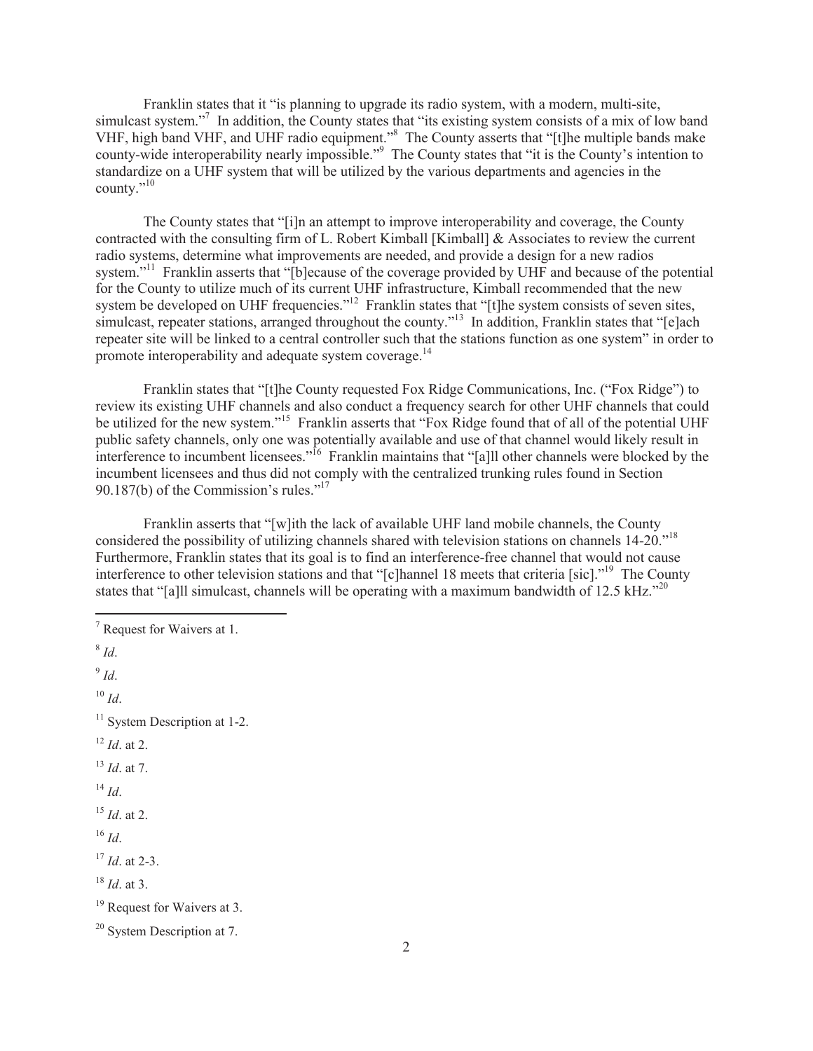Franklin states that it "is planning to upgrade its radio system, with a modern, multi-site, simulcast system."[7] In addition, the County states that "its existing system consists of a mix of low band VHF, high band VHF, and UHF radio equipment."[8] The County asserts that "[t]he multiple bands make county-wide interoperability nearly impossible."[9] The County states that "it is the County's intention to standardize on a UHF system that will be utilized by the various departments and agencies in the county."[10]

The County states that "[i]n an attempt to improve interoperability and coverage, the County contracted with the consulting firm of L. Robert Kimball [Kimball] & Associates to review the current radio systems, determine what improvements are needed, and provide a design for a new radios system."[11] Franklin asserts that "[b]ecause of the coverage provided by UHF and because of the potential for the County to utilize much of its current UHF infrastructure, Kimball recommended that the new system be developed on UHF frequencies."[12] Franklin states that "[t]he system consists of seven sites, simulcast, repeater stations, arranged throughout the county."[13] In addition, Franklin states that "[e]ach repeater site will be linked to a central controller such that the stations function as one system" in order to promote interoperability and adequate system coverage.[14]

Franklin states that "[t]he County requested Fox Ridge Communications, Inc. ("Fox Ridge") to review its existing UHF channels and also conduct a frequency search for other UHF channels that could be utilized for the new system."[15] Franklin asserts that "Fox Ridge found that of all of the potential UHF public safety channels, only one was potentially available and use of that channel would likely result in interference to incumbent licensees."[16] Franklin maintains that "[a]ll other channels were blocked by the incumbent licensees and thus did not comply with the centralized trunking rules found in Section 90.187(b) of the Commission's rules."[17]

Franklin asserts that "[w]ith the lack of available UHF land mobile channels, the County considered the possibility of utilizing channels shared with television stations on channels 14-20."[18] Furthermore, Franklin states that its goal is to find an interference-free channel that would not cause interference to other television stations and that "[c]hannel 18 meets that criteria [sic]."[19] The County states that "[a]ll simulcast, channels will be operating with a maximum bandwidth of 12.5 kHz."[20]

---

[7] Request for Waivers at 1.

[8] *Id*.

[9] *Id*.

[10] *Id*.

[11] System Description at 1-2.

[12] *Id*. at 2.

[13] *Id*. at 7.

[14] *Id*.

[15] *Id*. at 2.

[16] *Id*.

[17] *Id*. at 2-3.

[18] *Id*. at 3.

[19] Request for Waivers at 3.

[20] System Description at 7.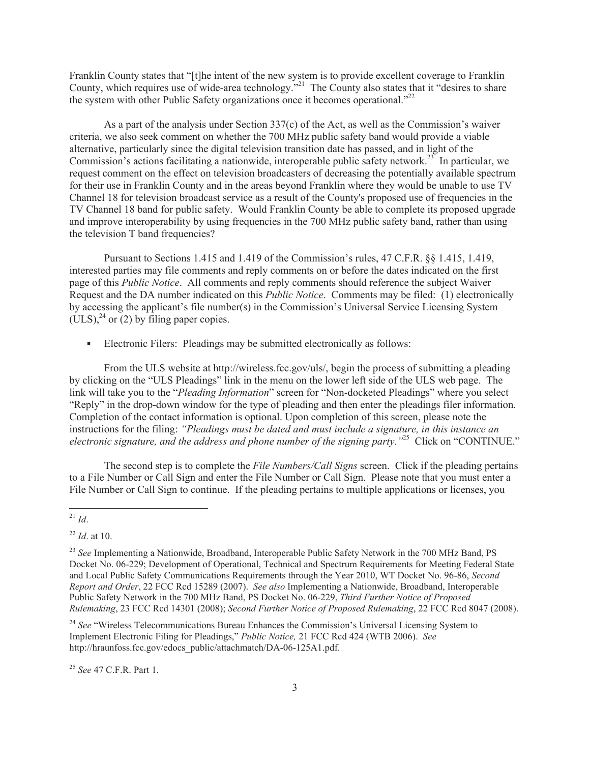Franklin County states that "[t]he intent of the new system is to provide excellent coverage to Franklin County, which requires use of wide-area technology."[21] The County also states that it "desires to share the system with other Public Safety organizations once it becomes operational."[22]

As a part of the analysis under Section 337(c) of the Act, as well as the Commission's waiver criteria, we also seek comment on whether the 700 MHz public safety band would provide a viable alternative, particularly since the digital television transition date has passed, and in light of the Commission's actions facilitating a nationwide, interoperable public safety network.[23] In particular, we request comment on the effect on television broadcasters of decreasing the potentially available spectrum for their use in Franklin County and in the areas beyond Franklin where they would be unable to use TV Channel 18 for television broadcast service as a result of the County's proposed use of frequencies in the TV Channel 18 band for public safety. Would Franklin County be able to complete its proposed upgrade and improve interoperability by using frequencies in the 700 MHz public safety band, rather than using the television T band frequencies?

Pursuant to Sections 1.415 and 1.419 of the Commission's rules, 47 C.F.R. §§ 1.415, 1.419, interested parties may file comments and reply comments on or before the dates indicated on the first page of this *Public Notice*. All comments and reply comments should reference the subject Waiver Request and the DA number indicated on this *Public Notice*. Comments may be filed: (1) electronically by accessing the applicant's file number(s) in the Commission's Universal Service Licensing System (ULS),[24] or (2) by filing paper copies.

- Electronic Filers: Pleadings may be submitted electronically as follows:

From the ULS website at http://wireless.fcc.gov/uls/, begin the process of submitting a pleading by clicking on the "ULS Pleadings" link in the menu on the lower left side of the ULS web page. The link will take you to the "*Pleading Information*" screen for "Non-docketed Pleadings" where you select "Reply" in the drop-down window for the type of pleading and then enter the pleadings filer information. Completion of the contact information is optional. Upon completion of this screen, please note the instructions for the filing: *"Pleadings must be dated and must include a signature, in this instance an electronic signature, and the address and phone number of the signing party."*[25] Click on "CONTINUE."

The second step is to complete the *File Numbers/Call Signs* screen. Click if the pleading pertains to a File Number or Call Sign and enter the File Number or Call Sign. Please note that you must enter a File Number or Call Sign to continue. If the pleading pertains to multiple applications or licenses, you

---

[21] *Id*.

[22] *Id*. at 10.

[23] *See* Implementing a Nationwide, Broadband, Interoperable Public Safety Network in the 700 MHz Band, PS Docket No. 06-229; Development of Operational, Technical and Spectrum Requirements for Meeting Federal State and Local Public Safety Communications Requirements through the Year 2010, WT Docket No. 96-86, *Second Report and Order*, 22 FCC Rcd 15289 (2007). *See also* Implementing a Nationwide, Broadband, Interoperable Public Safety Network in the 700 MHz Band, PS Docket No. 06-229, *Third Further Notice of Proposed Rulemaking*, 23 FCC Rcd 14301 (2008); *Second Further Notice of Proposed Rulemaking*, 22 FCC Rcd 8047 (2008).

[24] *See* "Wireless Telecommunications Bureau Enhances the Commission's Universal Licensing System to Implement Electronic Filing for Pleadings," *Public Notice,* 21 FCC Rcd 424 (WTB 2006). *See* http://hraunfoss.fcc.gov/edocs_public/attachmatch/DA-06-125A1.pdf.

[25] *See* 47 C.F.R. Part 1.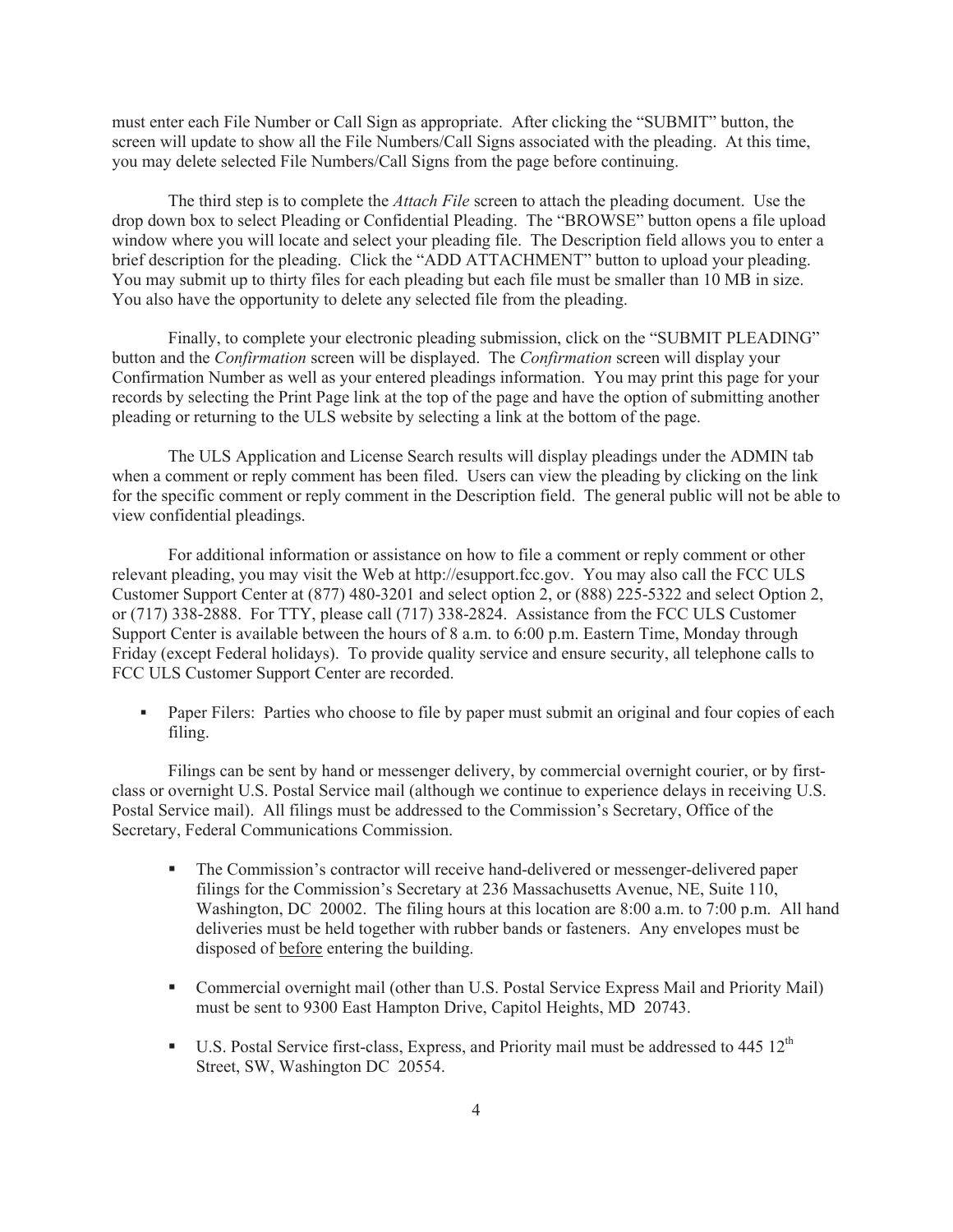must enter each File Number or Call Sign as appropriate. After clicking the "SUBMIT" button, the screen will update to show all the File Numbers/Call Signs associated with the pleading. At this time, you may delete selected File Numbers/Call Signs from the page before continuing.

The third step is to complete the *Attach File* screen to attach the pleading document. Use the drop down box to select Pleading or Confidential Pleading. The "BROWSE" button opens a file upload window where you will locate and select your pleading file. The Description field allows you to enter a brief description for the pleading. Click the "ADD ATTACHMENT" button to upload your pleading. You may submit up to thirty files for each pleading but each file must be smaller than 10 MB in size. You also have the opportunity to delete any selected file from the pleading.

Finally, to complete your electronic pleading submission, click on the "SUBMIT PLEADING" button and the *Confirmation* screen will be displayed. The *Confirmation* screen will display your Confirmation Number as well as your entered pleadings information. You may print this page for your records by selecting the Print Page link at the top of the page and have the option of submitting another pleading or returning to the ULS website by selecting a link at the bottom of the page.

The ULS Application and License Search results will display pleadings under the ADMIN tab when a comment or reply comment has been filed. Users can view the pleading by clicking on the link for the specific comment or reply comment in the Description field. The general public will not be able to view confidential pleadings.

For additional information or assistance on how to file a comment or reply comment or other relevant pleading, you may visit the Web at http://esupport.fcc.gov. You may also call the FCC ULS Customer Support Center at (877) 480-3201 and select option 2, or (888) 225-5322 and select Option 2, or (717) 338-2888. For TTY, please call (717) 338-2824. Assistance from the FCC ULS Customer Support Center is available between the hours of 8 a.m. to 6:00 p.m. Eastern Time, Monday through Friday (except Federal holidays). To provide quality service and ensure security, all telephone calls to FCC ULS Customer Support Center are recorded.

- Paper Filers: Parties who choose to file by paper must submit an original and four copies of each filing.

Filings can be sent by hand or messenger delivery, by commercial overnight courier, or by first-class or overnight U.S. Postal Service mail (although we continue to experience delays in receiving U.S. Postal Service mail). All filings must be addressed to the Commission's Secretary, Office of the Secretary, Federal Communications Commission.

- The Commission's contractor will receive hand-delivered or messenger-delivered paper filings for the Commission's Secretary at 236 Massachusetts Avenue, NE, Suite 110, Washington, DC 20002. The filing hours at this location are 8:00 a.m. to 7:00 p.m. All hand deliveries must be held together with rubber bands or fasteners. Any envelopes must be disposed of <u>before</u> entering the building.

- Commercial overnight mail (other than U.S. Postal Service Express Mail and Priority Mail) must be sent to 9300 East Hampton Drive, Capitol Heights, MD 20743.

- U.S. Postal Service first-class, Express, and Priority mail must be addressed to 445 12th Street, SW, Washington DC 20554.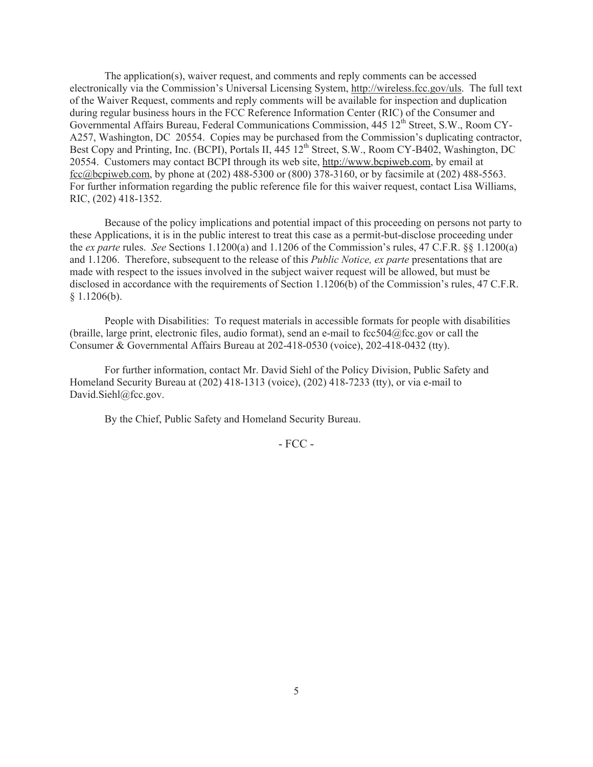The application(s), waiver request, and comments and reply comments can be accessed electronically via the Commission's Universal Licensing System, http://wireless.fcc.gov/uls. The full text of the Waiver Request, comments and reply comments will be available for inspection and duplication during regular business hours in the FCC Reference Information Center (RIC) of the Consumer and Governmental Affairs Bureau, Federal Communications Commission, 445 12th Street, S.W., Room CY-A257, Washington, DC 20554. Copies may be purchased from the Commission's duplicating contractor, Best Copy and Printing, Inc. (BCPI), Portals II, 445 12th Street, S.W., Room CY-B402, Washington, DC 20554. Customers may contact BCPI through its web site, http://www.bcpiweb.com, by email at fcc@bcpiweb.com, by phone at (202) 488-5300 or (800) 378-3160, or by facsimile at (202) 488-5563. For further information regarding the public reference file for this waiver request, contact Lisa Williams, RIC, (202) 418-1352.

Because of the policy implications and potential impact of this proceeding on persons not party to these Applications, it is in the public interest to treat this case as a permit-but-disclose proceeding under the *ex parte* rules. *See* Sections 1.1200(a) and 1.1206 of the Commission's rules, 47 C.F.R. §§ 1.1200(a) and 1.1206. Therefore, subsequent to the release of this *Public Notice, ex parte* presentations that are made with respect to the issues involved in the subject waiver request will be allowed, but must be disclosed in accordance with the requirements of Section 1.1206(b) of the Commission's rules, 47 C.F.R. § 1.1206(b).

People with Disabilities: To request materials in accessible formats for people with disabilities (braille, large print, electronic files, audio format), send an e-mail to fcc504@fcc.gov or call the Consumer & Governmental Affairs Bureau at 202-418-0530 (voice), 202-418-0432 (tty).

For further information, contact Mr. David Siehl of the Policy Division, Public Safety and Homeland Security Bureau at (202) 418-1313 (voice), (202) 418-7233 (tty), or via e-mail to David.Siehl@fcc.gov.

By the Chief, Public Safety and Homeland Security Bureau.

- FCC -